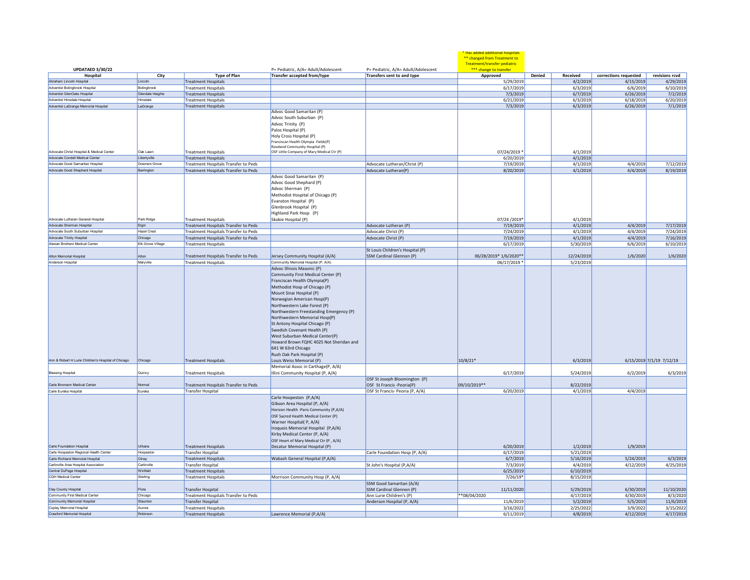\* Has added additional hospitals
\*\* changed from Treatment to Treatment/transfer pediatric
\*\*\* change to transfer

UPDATAED 3/30/22

| Hospital | City | Type of Plan | Transfer accepted from/type (P= Pediatric, A/A= Adult/Adolescent) | Transfers sent to and type (P= Pediatric, A/A= Adult/Adolescent) | Approved | Denied | Received | corrections requested | revisions rcvd |
|---|---|---|---|---|---|---|---|---|---|
| Abraham Lincoln Hospital | Lincoln | Treatment Hospitals | | | 5/29/2019 | | 4/2/2019 | 4/15/2019 | 4/29/2019 |
| Adventist Bolingbrook Hospital | Bolingbrook | Treatment Hospitals | | | 6/17/2019 | | 6/3/2019 | 6/6/2019 | 6/10/2019 |
| Adventist GlenOaks Hospital | Glendale Heights | Treatment Hospitals | | | 7/3/2019 | | 6/7/2019 | 6/26/2019 | 7/2/2019 |
| Adventist Hinsdale Hospital | Hinsdale | Treatment Hospitals | | | 6/21/2019 | | 6/3/2019 | 6/18/2019 | 6/20/2019 |
| Adventist LaGrange Memorial Hospital | LaGrange | Treatment Hospitals | | | 7/3/2019 | | 6/3/2019 | 6/26/2019 | 7/1/2019 |
| Advocate Christ Hospital & Medical Center | Oak Lawn | Treatment Hospitals | Advoc Good Samaritan (P)<br>Advoc South Suburban (P)<br>Advoc Trinity (P)<br>Palos Hospital (P)<br>Holy Cross Hospital (P)<br>Franciscan Health Olympia Fields(P)<br>Roseland Community Hospital (P)<br>OSF Little Company of Mary Medical Ctr (P) | | 07/24/2019 * | | 4/1/2019 | | |
| Advocate Condell Medical Center | Libertyville | Treatment Hospitals | | | 6/20/2019 | | 4/1/2019 | | |
| Advocate Good Samaritan Hospital | Downers Grove | Treatment Hospitals Transfer to Peds | | Advocate Lutheran/Christ (P) | 7/19/2019 | | 4/1/2019 | 4/4/2019 | 7/12/2019 |
| Advocate Good Shepherd Hospital | Barrington | Treatment Hospitals Transfer to Peds | | Advocate Lutheran(P) | 8/20/2019 | | 4/1/2019 | 4/4/2019 | 8/19/2019 |
| Advocate Lutheran General Hospital | Park Ridge | Treatment Hospitals | Advoc Good Samaritan (P)<br>Advoc Good Shephard (P)<br>Advoc Sherman (P)<br>Methodist Hospital of Chicago (P)<br>Evanston Hospital (P)<br>Glenbrook Hospital (P)<br>Highland Park Hosp (P)<br>Skokie Hospital (P) | | 07/24 /2019* | | 4/1/2019 | | |
| Advocate Sherman Hospital | Elgin | Treatment Hospitals Transfer to Peds | | Advocate Lutheran (P) | 7/19/2019 | | 4/1/2019 | 4/4/2019 | 7/17/2019 |
| Advocate South Suburban Hospital | Hazel Crest | Treatment Hospitals Transfer to Peds | | Advocate Christ (P) | 7/24/2019 | | 4/1/2019 | 4/4/2019 | 7/24/2019 |
| Advocate Trinity Hospital | Chicago | Treatment Hospitals Transfer to Peds | | Advocate Christ (P) | 7/19/2019 | | 4/1/2019 | 4/4/2019 | 7/16/2019 |
| Alexian Brothers Medical Center | Elk Grove Village | Treatment Hospitals | | | 6/17/2019 | | 5/30/2019 | 6/6/2019 | 6/10/2019 |
| Alton Memorial Hospital | Alton | Treatment Hospitals Transfer to Peds | Jersey Community Hospital (A/A) | St Louis Children's Hospital (P)<br>SSM Cardinal Glennon (P) | 06/28/2019* 1/6/2020** | | 12/24/2019 | 1/6/2020 | 1/6/2020 |
| Anderson Hospital | Maryville | Treatment Hospitals | Community Memorial Hospital (P, A/A) | | 06/17/2019 * | | 5/23/2019 | | |
| Ann & Robert H Lurie Children's Hospital of Chicago | Chicago | Treatment Hospitals | Advoc Illinois Masonic (P)<br>Community First Medical Center (P)<br>Franciscan Health Olympia(P)<br>Methodist Hosp of Chicago (P)<br>Mount Sinai Hospital (P)<br>Norwegian American Hosp(P)<br>Northwestern Lake Forest (P)<br>Northwestern Freestanding Emergency (P)<br>Northwestern Memorial Hosp(P)<br>St Antony Hospital Chicago (P)<br>Swedish Covenant Health (P)<br>West Suburban Medical Center(P)<br>Howard Brown FQHC 4025 Not Sheridan and 641 W 63rd Chicago<br>Rush Oak Park Hospital (P)<br>Louis Weiss Memorial (P) | | 10/8/21* | | 6/3/2019 | 6/15/2019 | 7/1/19 7/12/19 |
| Blessing Hospital | Quincy | Treatment Hospitals | Memorial Assoc in Carthage(P, A/A)<br>Illini Community Hospital (P, A/A) | | 6/17/2019 | | 5/24/2019 | 6/2/2019 | 6/3/2019 |
| Carle Bromenn Medical Center | Normal | Treatment Hospitals Transfer to Peds | | OSF St Joseph Bloomington (P)<br>OSF St Francis -Peoria(P) | 09/10/2019** | | 8/22/2019 | | |
| Carle Eureka Hospital | Eureka | Transfer Hospital | | OSF St Francis- Peoria (P, A/A) | 6/20/2019 | | 4/1/2019 | 4/4/2019 | |
| Carle Foundation Hospital | Urbana | Treatment Hospitals | Carle Hoopeston (P,A/A)<br>Gibson Area Hospital (P, A/A)<br>Horizon Health -Paris Community (P,A/A)<br>OSF Sacred Health Medical Center (P)<br>Warner Hospital( P, A/A)<br>Iroquois Memorial Hospital (P,A/A)<br>Kirby Medical Center (P, A/A)<br>OSF Heart of Mary Medical Ctr (P , A/A)<br>Decatur Memorial Hospital (P) | | 6/20/2019 | | 1/2/2019 | 1/9/2019 | |
| Carle Hoopeston Regional Health Center | Hoopeston | Transfer Hospital | | Carle Foundation Hosp (P, A/A) | 6/17/2019 | | 5/21/2019 | | |
| Carle Richland Memorial Hospital | Olney | Treatment Hospitals | Wabash General Hospital (P,A/A) | | 6/7/2019 | | 5/16/2019 | 5/24/2019 | 6/3/2019 |
| Carlinville Area Hospital Association | Carlinville | Transfer Hospital | | St John's Hospital (P,A/A) | 7/3/2019 | | 4/4/2019 | 4/12/2019 | 4/25/2019 |
| Central DuPage Hospital | Winfield | Treatment Hospitals | | | 6/25/2019 | | 6/10/2019 | | |
| CGH Medical Center | Sterling | Treatment Hospitals | Morrison Community Hosp (P, A/A) | | 7/26/19* | | 8/15/2019 | | |
| Clay County Hospital | Flora | Transfer Hospital | | SSM Good Samaritan (A/A)<br>SSM Cardinal Glennon (P) | 11/11/2020 | | 5/29/2019 | 6/30/2019 | 11/10/2020 |
| Community First Medical Center | Chicago | Treatment Hospitals Transfer to Peds | | Ann Lurie Children's (P) | **08/04/2020 | | 4/17/2019 | 4/30/2019 | 8/3/2020 |
| Community Memorial Hospital | Staunton | Transfer Hospital | | Anderson Hospital (P, A/A) | 11/6/2019 | | 5/2/2019 | 5/5/2019 | 11/6/2019 |
| Copley Memorial Hospital | Aurora | Treatment Hospitals | | | 3/16/2022 | | 2/25/2022 | 3/9/2022 | 3/15/2022 |
| Crawford Memorial Hospital | Robinson | Treatment Hospitals | Lawrence Memorial (P,A/A) | | 6/11/2019 | | 4/8/2019 | 4/12/2019 | 4/17/2019 |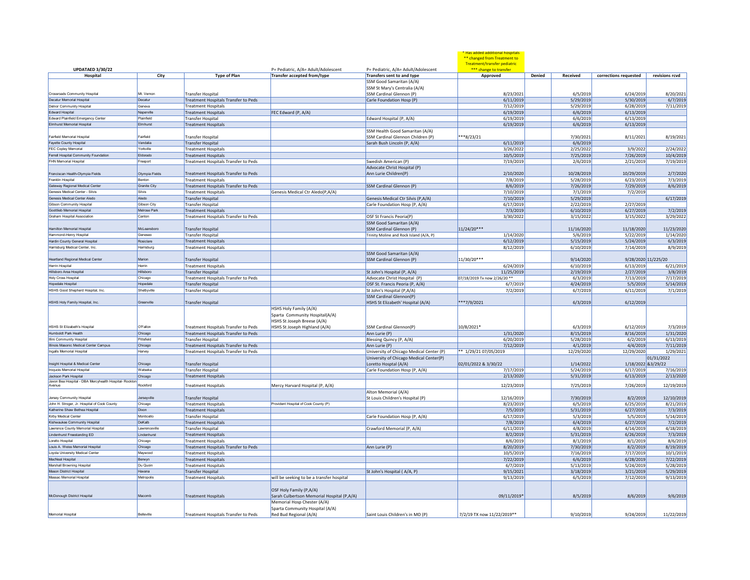| UPDATAED 3/30/22 | | | P= Pediatric, A/A= Adult/Adolescent | P= Pediatric, A/A= Adult/Adolescent | * Has added additional hospitals ** changed from Treatment to Treatment/transfer pediatric *** change to transfer | | | | |
|---|---|---|---|---|---|---|---|---|---|
| Hospital | City | Type of Plan | Transfer accepted from/type | Transfers sent to and type | Approved | Denied | Received | corrections requested | revisions rcvd |
| Crossroads Community Hospital | Mt. Vernon | Transfer Hospital | | SSM Good Samaritan (A/A) SSM St Mary's Centralia (A/A) SSM Cardinal Glennon (P) | 8/23/2021 | | 6/5/2019 | 6/24/2019 | 8/20/2021 |
| Decatur Memorial Hospital | Decatur | Treatment Hospitals Transfer to Peds | | Carle Foundation Hosp (P) | 6/11/2019 | | 5/29/2019 | 5/30/2019 | 6/7/2019 |
| Delnor Community Hospital | Geneva | Treatment Hospitals | | | 7/12/2019 | | 5/29/2019 | 6/28/2019 | 7/11/2019 |
| Edward Hospital | Naperville | Treatment Hospitals | FEC Edward (P, A/A) | | 6/19/2019 | | 6/6/2019 | 6/13/2019 | |
| Edward Plainfield Emergency Center | Plainfield | Transfer Hospital | | Edward Hospital (P, A/A) | 6/19/2019 | | 6/6/2019 | 6/13/2019 | |
| Elmhurst Memorial Hospital | Elmhurst | Treatment Hospitals | | | 6/19/2019 | | 6/6/2019 | 6/13/2019 | |
| Fairfield Memorial Hospital | Fairfield | Transfer Hospital | | SSM Health Good Samaritan (A/A) SSM Cardinal Glennon Children (P) | ***8/23/21 | | 7/30/2021 | 8/11/2021 | 8/19/2021 |
| Fayette County Hospital | Vandalia | Transfer Hospital | | Sarah Bush Lincoln (P, A/A) | 6/11/2019 | | 6/6/2019 | | |
| FEC Copley Memorial | Yorkville | Treatment Hospitals | | | 3/26/2022 | | 2/25/2022 | 3/9/2022 | 2/24/2022 |
| Ferrell Hospital Community Foundation | Eldorado | Treatment Hospitals | | | 10/5/2019 | | 7/25/2019 | 7/26/2019 | 10/4/2019 |
| FHN Memorial Hospital | Freeport | Treatment Hospitals Transfer to Peds | | Swedish American (P) | 7/19/2019 | | 2/6/2019 | 2/21/2019 | 7/19/2019 |
| Franciscan Health-Olympia Fields | Olympia Fields | Treatment Hospitals Transfer to Peds | | Advocate Christ Hospital (P) Ann Lurie Children(P) | 2/10/2020 | | 10/28/2019 | 10/29/2019 | 2/7/2020 |
| Franklin Hospital | Benton | Treatment Hospitals | | | 7/8/2019 | | 5/28/2019 | 6/23/2019 | 7/3/2019 |
| Gateway Regional Medical Center | Granite City | Treatment Hospitals Transfer to Peds | | SSM Cardinal Glennon (P) | 8/6/2019 | | 7/26/2019 | 7/29/2019 | 8/6/2019 |
| Genesis Medical Center - Silvis | Silvis | Treatment Hospitals | Genesis Medical Ctr Aledo(P,A/A) | | 7/10/2019 | | 7/1/2019 | 7/2/2019 | |
| Genesis Medical Center Aledo | Aledo | Transfer Hospital | | Genesis Medical Ctr Silvis (P,A/A) | 7/10/2019 | | 5/29/2019 | | 6/17/2019 |
| Gibson Community Hospital | Gibson City | Transfer Hospital | | Carle Foundation Hosp (P, A/A) | 6/17/2019 | | 2/22/2019 | 2/27/2019 | |
| Gottlieb Memorial Hospital | Melrose Park | Treatment Hospitals | | | 7/3/2019 | | 6/10/2019 | 6/27/2019 | 7/2/2019 |
| Graham Hospital Association | Canton | Treatment Hospitals Transfer to Peds | | OSF St Francis Peoria(P) | 3/30/2022 | | 3/15/2022 | 3/15/2022 | 3/29/2022 |
| Hamilton Memorial Hospital | McLeansboro | Transfer Hospital | | SSM Good Samaritan (A/A) SSM Cardinal Glennon (P) | 11/24/20*** | | 11/16/2020 | 11/18/2020 | 11/23/2020 |
| Hammond-Henry Hospital | Geneseo | Transfer Hospital | | Trinity Moline and Rock Island (A/A, P) | 1/14/2020 | | 5/6/2019 | 5/22/2019 | 1/14/2020 |
| Hardin County General Hospital | Rosiclare | Treatment Hospitals | | | 6/12/2019 | | 5/15/2019 | 5/24/2019 | 6/3/2019 |
| Harrisburg Medical Center, Inc. | Harrisburg | Treatment Hospitals | | | 8/12/2019 | | 6/10/2019 | 7/14/2019 | 8/9/2019 |
| Heartland Regional Medical Center | Marion | Transfer Hospital | | SSM Good Samaritan (A/A) SSM Cardinal Glennon (P) | 11/30/20*** | | 9/14/2020 | 9/28/2020 | 11/225/20 |
| Herrin Hospital | Herrin | Treatment Hospitals | | | 6/24/2019 | | 6/10/2019 | 6/13/2019 | 6/21/2019 |
| Hillsboro Area Hospital | Hillsboro | Transfer Hospital | | St John's Hospital (P, A/A) | 11/25/2019 | | 2/19/2019 | 2/27/2019 | 3/8/2019 |
| Holy Cross Hospital | Chicago | Treatment Hospitals Transfer to Peds | | Advocate Christ Hospital (P) | 07/18/2019 Tx now 2/26/20 ** | | 6/3/2019 | 7/13/2019 | 7/17/2019 |
| Hopedale Hospital | Hopedale | Transfer Hospital | | OSF St. Francis Peoria (P, A/A) | 6/7/2019 | | 4/24/2019 | 5/5/2019 | 5/14/2019 |
| HSHS Good Shepherd Hospital, Inc. | Shelbyville | Transfer Hospital | | St John's Hospital (P,A/A) | 7/2/2019 | | 6/7/2019 | 6/11/2019 | 7/1/2019 |
| HSHS Holy Family Hospital, Inc. | Greenville | Transfer Hospital | | SSM Cardinal Glennon(P) HSHS St Elizabeth' Hospital (A/A) | ***7/9/2021 | | 6/3/2019 | 6/12/2019 | |
| HSHS St Elizabeth's Hospital | O'Fallon | Treatment Hospitals Transfer to Peds | HSHS Holy Family (A/A) Sparta Community Hospital(A/A) HSHS St Joseph Breese (A/A) HSHS St Joseph Highland (A/A) | SSM Cardinal Glennon(P) | 10/8/2021* | | 6/3/2019 | 6/12/2019 | 7/3/2019 |
| Humboldt Park Health | Chicago | Treatment Hospitals Transfer to Peds | | Ann Lurie (P) | 1/31/2020 | | 8/15/2019 | 8/16/2019 | 1/31/2020 |
| Illini Community Hospital | Pittsfield | Transfer Hospital | | Blessing Quincy (P, A/A) | 6/20/2019 | | 5/28/2019 | 6/2/2019 | 6/13/2019 |
| Illinois Masonic Medical Center Campus | Chicago | Treatment Hospitals Transfer to Peds | | Ann Lurie (P) | 7/12/2019 | | 4/1/2019 | 4/4/2019 | 7/11/2019 |
| Ingalls Memorial Hospital | Harvey | Treatment Hospitals Transfer to Peds | | University of Chicago Medical Center (P) | ** 1/29/21 07/05/2019 | | 12/29/2020 | 12/29/2020 | 1/29/2021 |
| Insight Hospital & Medical Center | Chicago | Transfer Hospital | | University of Chicago Medical Center(P) Loretto Hosptal (A/A) | 02/01/2022 & 3/30/22 | | 1/14/2022 | 1/18/2022 | 01/31/2022 &3/29/22 |
| Iroquois Memorial Hospital | Watseka | Transfer Hospital | | Carle Foundation Hosp (P, A/A) | 7/17/2019 | | 5/24/2019 | 6/17/2019 | 7/16/2019 |
| Jackson Park Hospital | Chicago | Treatment Hospitals | | | 2/13/2020 | | 5/31/2019 | 6/13/2019 | 2/13/2020 |
| Javon Bea Hospital - DBA Mercyhealth Hospital- Rockton Avenue | Rockford | Treatment Hospitals | Mercy Harvard Hospital (P, A/A) | | 12/23/2019 | | 7/25/2019 | 7/26/2019 | 12/19/2019 |
| Jersey Community Hospital | Jerseyville | Transfer Hospital | | Alton Memorial (A/A) St Louis Children's Hospital (P) | 12/16/2019 | | 7/30/2019 | 8/2/2019 | 12/10/2019 |
| John H. Stroger, Jr. Hospital of Cook County | Chicago | Treatment Hospitals | Provident Hospital of Cook County (P) | | 8/23/2019 | | 6/5/2019 | 6/25/2019 | 8/21/2019 |
| Katherine Shaw Bethea Hospital | Dixon | Treatment Hospitals | | | 7/5/2019 | | 5/31/2019 | 6/27/2019 | 7/3/2019 |
| Kirby Medical Center | Monticello | Transfer Hospital | | Carle Foundation Hosp (P, A/A) | 6/17/2019 | | 5/3/2019 | 5/5/2019 | 5/14/2019 |
| Kishwaukee Community Hospital | DeKalb | Treatment Hospitals | | | 7/8/2019 | | 6/4/2019 | 6/27/2019 | 7/2/2019 |
| Lawrence County Memorial Hospital | Lawrenceville | Transfer Hospital | | Crawford Memorial (P, A/A) | 6/11/2019 | | 4/8/2019 | 4/14/2019 | 4/18/2019 |
| Lindenhurst Freestanding ED | Lindenhurst | Treatment Hospitals | | | 8/2/2019 | | 5/31/2019 | 6/26/2019 | 7/3/2019 |
| Loretto Hospital | Chicago | Treatment Hospitals | | | 8/6/2019 | | 8/1/2019 | 8/1/2019 | 8/6/2019 |
| Louis A. Weiss Memorial Hospital | Chicago | Treatment Hospitals Transfer to Peds | | Ann Lurie (P) | 8/20/2019 | | 7/30/2019 | 8/2/2019 | 8/19/2019 |
| Loyola University Medical Center | Maywood | Treatment Hospitals | | | 10/5/2019 | | 7/16/2019 | 7/17/2019 | 10/1/2019 |
| MacNeal Hospital | Berwyn | Treatment Hospitals | | | 7/22/2019 | | 6/6/2019 | 6/28/2019 | 7/22/2019 |
| Marshall Browning Hospital | Du Quoin | Treatment Hospitals | | | 6/7/2019 | | 5/13/2019 | 5/24/2019 | 5/28/2019 |
| Mason District Hospital | Havana | Transfer Hospital | | St John's Hospital ( A/A, P) | 9/15/2021 | | 3/18/2019 | 3/21/2019 | 5/29/2019 |
| Massac Memorial Hospital | Metropolis | Treatment Hospitals | will be seeking to be a transfer hospital | | 9/13/2019 | | 6/5/2019 | 7/12/2019 | 9/13/2019 |
| McDonough District Hospital | Macomb | Treatment Hospitals | OSF Holy Family (P,A/A) Sarah Culbertson Memorial Hospital (P,A/A) | | 09/11/2019* | | 8/5/2019 | 8/6/2019 | 9/6/2019 |
| Memorial Hospital | Belleville | Treatment Hospitals Transfer to Peds | Memorial Hosp Chester (A/A) Sparta Community Hospital (A/A) Red Bud Regional (A/A) | Saint Louis Children's in MO (P) | 7/2/19 TX now 11/22/2019** | | 9/10/2019 | 9/24/2019 | 11/22/2019 |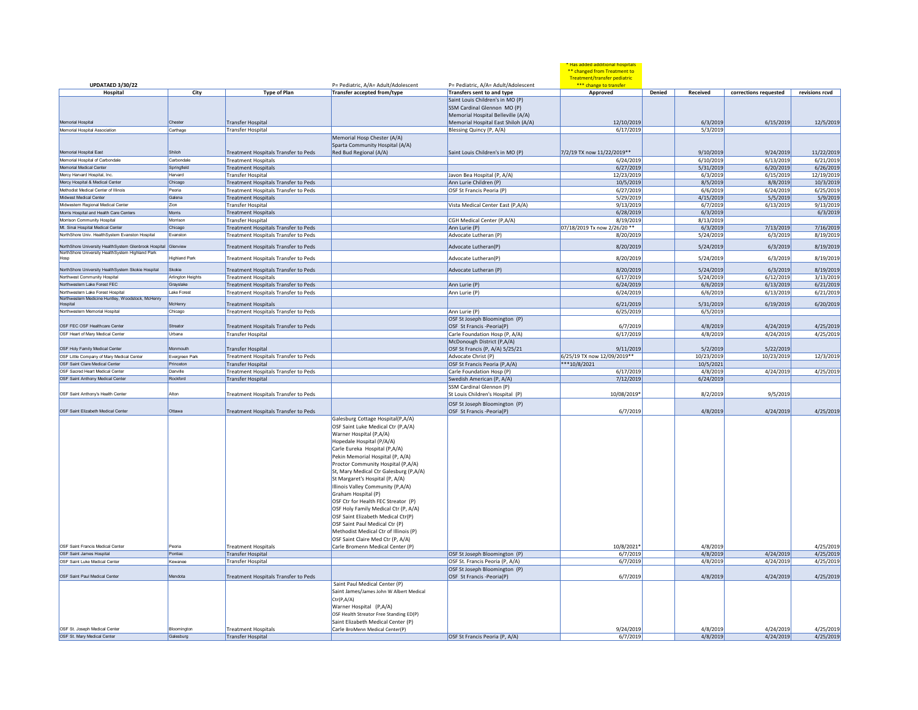| UPDATAED 3/30/22 | | | P= Pediatric, A/A= Adult/Adolescent | P= Pediatric, A/A= Adult/Adolescent | * Has added additional hospitals<br>** changed from Treatment to Treatment/transfer pediatric<br>*** change to transfer | | | | |
|---|---|---|---|---|---|---|---|---|---|
| **Hospital** | **City** | **Type of Plan** | **Transfer accepted from/type** | **Transfers sent to and type** | **Approved** | **Denied** | **Received** | **corrections requested** | **revisions rcvd** |
| Memorial Hospital | Chester | Transfer Hospital | | Saint Louis Children's in MO (P)<br>SSM Cardinal Glennon MO (P)<br>Memorial Hospital Belleville (A/A)<br>Memorial Hospital East Shiloh (A/A) | 12/10/2019 | | 6/3/2019 | 6/15/2019 | 12/5/2019 |
| Memorial Hospital Association | Carthage | Transfer Hospital | | Blessing Quincy (P, A/A) | 6/17/2019 | | 5/3/2019 | | |
| Memorial Hospital East | Shiloh | Treatment Hospitals Transfer to Peds | Memorial Hosp Chester (A/A)<br>Sparta Community Hospital (A/A)<br>Red Bud Regional (A/A) | Saint Louis Children's in MO (P) | 7/2/19 TX now 11/22/2019** | | 9/10/2019 | 9/24/2019 | 11/22/2019 |
| Memorial Hospital of Carbondale | Carbondale | Treatment Hospitals | | | 6/24/2019 | | 6/10/2019 | 6/13/2019 | 6/21/2019 |
| Memorial Medical Center | Springfield | Treatment Hospitals | | | 6/27/2019 | | 5/31/2019 | 6/20/2019 | 6/26/2019 |
| Mercy Harvard Hospital, Inc. | Harvard | Transfer Hospital | | Javon Bea Hospital (P, A/A) | 12/23/2019 | | 6/3/2019 | 6/15/2019 | 12/19/2019 |
| Mercy Hospital & Medical Center | Chicago | Treatment Hospitals Transfer to Peds | | Ann Lurie Children (P) | 10/5/2019 | | 8/5/2019 | 8/8/2019 | 10/3/2019 |
| Methodist Medical Center of Illinois | Peoria | Treatment Hospitals Transfer to Peds | | OSF St Francis Peoria (P) | 6/27/2019 | | 6/6/2019 | 6/24/2019 | 6/25/2019 |
| Midwest Medical Center | Galena | Treatment Hospitals | | | 5/29/2019 | | 4/15/2019 | 5/5/2019 | 5/9/2019 |
| Midwestern Regional Medical Center | Zion | Transfer Hospital | | Vista Medical Center East (P,A/A) | 9/13/2019 | | 6/7/2019 | 6/13/2019 | 9/13/2019 |
| Morris Hospital and Health Care Centers | Morris | Treatment Hospitals | | | 6/28/2019 | | 6/3/2019 | | 6/3/2019 |
| Morrison Community Hospital | Morrison | Transfer Hospital | | CGH Medical Center (P,A/A) | 8/19/2019 | | 8/13/2019 | | |
| Mt. Sinai Hospital Medical Center | Chicago | Treatment Hospitals Transfer to Peds | | Ann Lurie (P) | 07/18/2019 Tx now 2/26/20 ** | | 6/3/2019 | 7/13/2019 | 7/16/2019 |
| NorthShore Univ. HealthSystem Evanston Hospital | Evanston | Treatment Hospitals Transfer to Peds | | Advocate Lutheran (P) | 8/20/2019 | | 5/24/2019 | 6/3/2019 | 8/19/2019 |
| NorthShore University HealthSystem Glenbrook Hospital | Glenview | Treatment Hospitals Transfer to Peds | | Advocate Lutheran(P) | 8/20/2019 | | 5/24/2019 | 6/3/2019 | 8/19/2019 |
| NorthShore University HealthSystem Highland Park Hosp | Highland Park | Treatment Hospitals Transfer to Peds | | Advocate Lutheran(P) | 8/20/2019 | | 5/24/2019 | 6/3/2019 | 8/19/2019 |
| NorthShore University HealthSystem Skokie Hospital | Skokie | Treatment Hospitals Transfer to Peds | | Advocate Lutheran (P) | 8/20/2019 | | 5/24/2019 | 6/3/2019 | 8/19/2019 |
| Northwest Community Hospital | Arlington Heights | Treatment Hospitals | | | 6/17/2019 | | 5/24/2019 | 6/12/2019 | 3/13/2019 |
| Northwestern Lake Forest FEC | Grayslake | Treatment Hospitals Transfer to Peds | | Ann Lurie (P) | 6/24/2019 | | 6/6/2019 | 6/13/2019 | 6/21/2019 |
| Northwestern Lake Forest Hospital | Lake Forest | Treatment Hospitals Transfer to Peds | | Ann Lurie (P) | 6/24/2019 | | 6/6/2019 | 6/13/2019 | 6/21/2019 |
| Northwestern Medicine Huntley, Woodstock, McHenry Hospital | McHenry | Treatment Hospitals | | | 6/21/2019 | | 5/31/2019 | 6/19/2019 | 6/20/2019 |
| Northwestern Memorial Hospital | Chicago | Treatment Hospitals Transfer to Peds | | Ann Lurie (P) | 6/25/2019 | | 6/5/2019 | | |
| OSF FEC OSF Healthcare Center | Streator | Treatment Hospitals Transfer to Peds | | OSF St Joseph Bloomington (P)<br>OSF St Francis -Peoria(P) | 6/7/2019 | | 4/8/2019 | 4/24/2019 | 4/25/2019 |
| OSF Heart of Mary Medical Center | Urbana | Transfer Hospital | | Carle Foundation Hosp (P, A/A) | 6/17/2019 | | 4/8/2019 | 4/24/2019 | 4/25/2019 |
| OSF Holy Family Medical Center | Monmouth | Transfer Hospital | | McDonough District (P,A/A)<br>OSF St Francis (P, A/A) 5/25/21 | 9/11/2019 | | 5/2/2019 | 5/22/2019 | |
| OSF Little Company of Mary Medical Center | Evergreen Park | Treatment Hospitals Transfer to Peds | | Advocate Christ (P) | 6/25/19 TX now 12/09/2019** | | 10/23/2019 | 10/23/2019 | 12/3/2019 |
| OSF Saint Clare Medical Center | Princeton | Transfer Hospital | | OSF St Francis Peoria (P,A/A) | ***10/8/2021 | | 10/5/2021 | | |
| OSF Sacred Heart Medical Center | Danville | Treatment Hospitals Transfer to Peds | | Carle Foundation Hosp (P) | 6/17/2019 | | 4/8/2019 | 4/24/2019 | 4/25/2019 |
| OSF Saint Anthony Medical Center | Rockford | Transfer Hospital | | Swedish American (P, A/A) | 7/12/2019 | | 6/24/2019 | | |
| OSF Saint Anthony's Health Center | Alton | Treatment Hospitals Transfer to Peds | | SSM Cardinal Glennon (P)<br>St Louis Children's Hospital (P) | 10/08/2019* | | 8/2/2019 | 9/5/2019 | |
| OSF Saint Elizabeth Medical Center | Ottawa | Treatment Hospitals Transfer to Peds | | OSF St Joseph Bloomington (P)<br>OSF St Francis -Peoria(P) | 6/7/2019 | | 4/8/2019 | 4/24/2019 | 4/25/2019 |
| OSF Saint Francis Medical Center | Peoria | Treatment Hospitals | Galesburg Cottage Hospital(P,A/A)<br>OSF Saint Luke Medical Ctr (P,A/A)<br>Warner Hospital (P,A/A)<br>Hopedale Hospital (P/A/A)<br>Carle Eureka Hospital (P,A/A)<br>Pekin Memorial Hospital (P, A/A)<br>Proctor Community Hospital (P,A/A)<br>St, Mary Medical Ctr Galesburg (P,A/A)<br>St Margaret's Hospital (P, A/A)<br>Illinois Valley Community (P,A/A)<br>Graham Hospital (P)<br>OSF Ctr for Health FEC Streator (P)<br>OSF Holy Family Medical Ctr (P, A/A)<br>OSF Saint Elizabeth Medical Ctr(P)<br>OSF Saint Paul Medical Ctr (P)<br>Methodist Medical Ctr of Illinois (P)<br>OSF Saint Claire Med Ctr (P, A/A)<br>Carle Bromenn Medical Center (P) | | 10/8/2021* | | 4/8/2019 | | 4/25/2019 |
| OSF Saint James Hospital | Pontiac | Transfer Hospital | | OSF St Joseph Bloomington (P) | 6/7/2019 | | 4/8/2019 | 4/24/2019 | 4/25/2019 |
| OSF Saint Luke Medical Center | Kewanee | Transfer Hospital | | OSF St. Francis Peoria (P, A/A) | 6/7/2019 | | 4/8/2019 | 4/24/2019 | 4/25/2019 |
| OSF Saint Paul Medical Center | Mendota | Treatment Hospitals Transfer to Peds | | OSF St Joseph Bloomington (P)<br>OSF St Francis -Peoria(P) | 6/7/2019 | | 4/8/2019 | 4/24/2019 | 4/25/2019 |
| OSF St. Joseph Medical Center | Bloomington | Treatment Hospitals | Saint Paul Medical Center (P)<br>Saint James/James John W Albert Medical Ctr(P,A/A)<br>Warner Hospital (P,A/A)<br>OSF Health Streator Free Standing ED(P)<br>Saint Elizabeth Medical Center (P)<br>Carle BroMenn Medical Center(P) | | 9/24/2019 | | 4/8/2019 | 4/24/2019 | 4/25/2019 |
| OSF St. Mary Medical Center | Galesburg | Transfer Hospital | | OSF St Francis Peoria (P, A/A) | 6/7/2019 | | 4/8/2019 | 4/24/2019 | 4/25/2019 |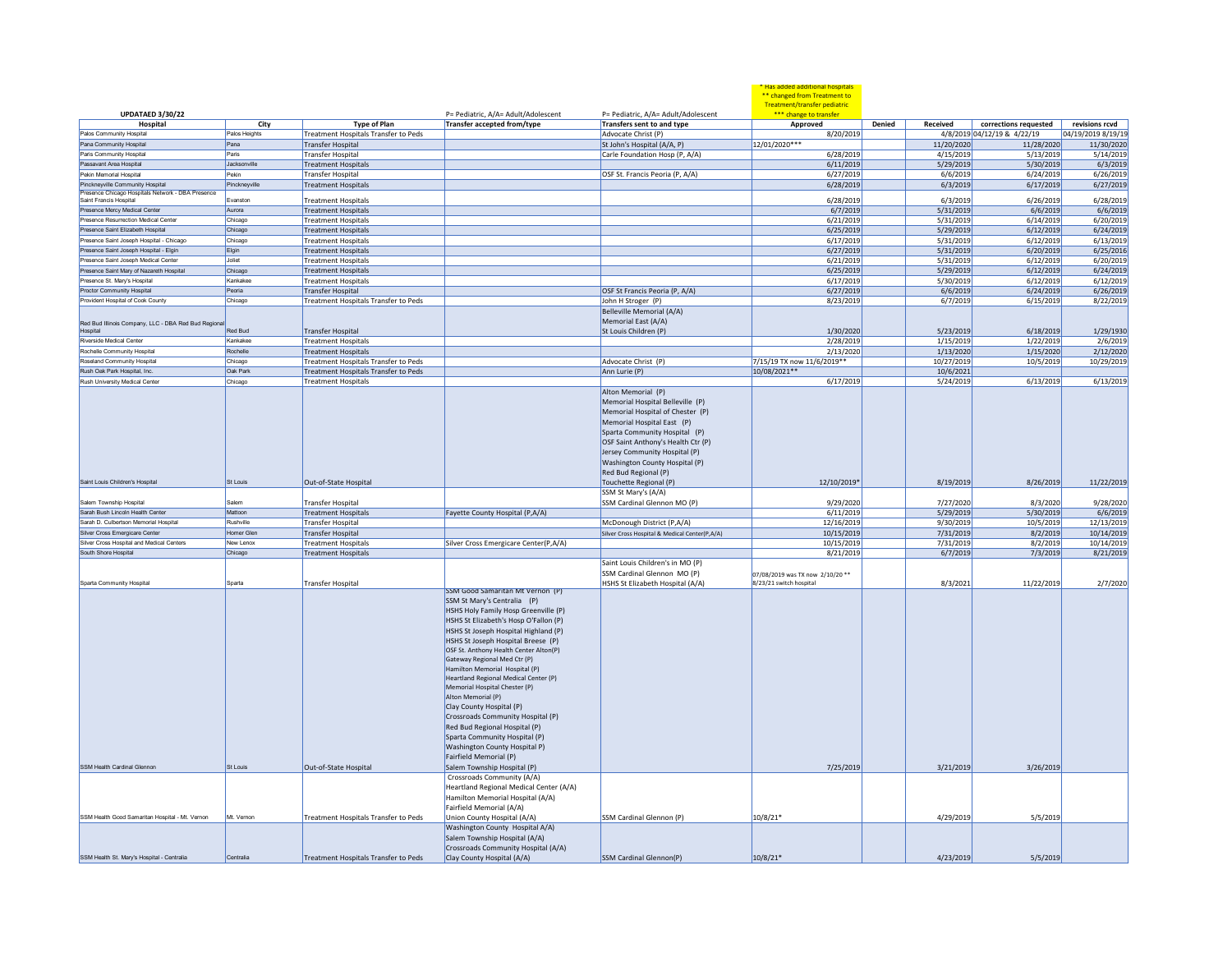**UPDATAED 3/30/22**

| Hospital | City | Type of Plan | P= Pediatric, A/A= Adult/Adolescent Transfer accepted from/type | P= Pediatric, A/A= Adult/Adolescent Transfers sent to and type | * Has added additional hospitals ** changed from Treatment to Treatment/transfer pediatric *** change to transfer Approved | Denied | Received | corrections requested | revisions rcvd |
|---|---|---|---|---|---|---|---|---|---|
| Palos Community Hospital | Palos Heights | Treatment Hospitals Transfer to Peds | | Advocate Christ (P) | 8/20/2019 | | 4/8/2019 | 04/12/19 & 4/22/19 | 04/19/2019 8/19/19 |
| Pana Community Hospital | Pana | Transfer Hospital | | St John's Hospital (A/A, P) | 12/01/2020*** | | 11/20/2020 | 11/28/2020 | 11/30/2020 |
| Paris Community Hospital | Paris | Transfer Hospital | | Carle Foundation Hosp (P, A/A) | 6/28/2019 | | 4/15/2019 | 5/13/2019 | 5/14/2019 |
| Passavant Area Hospital | Jacksonville | Treatment Hospitals | | | 6/11/2019 | | 5/29/2019 | 5/30/2019 | 6/3/2019 |
| Pekin Memorial Hospital | Pekin | Transfer Hospital | | OSF St. Francis Peoria (P, A/A) | 6/27/2019 | | 6/6/2019 | 6/24/2019 | 6/26/2019 |
| Pinckneyville Community Hospital | Pinckneyville | Treatment Hospitals | | | 6/28/2019 | | 6/3/2019 | 6/17/2019 | 6/27/2019 |
| Presence Chicago Hospitals Network - DBA Presence Saint Francis Hospital | Evanston | Treatment Hospitals | | | 6/28/2019 | | 6/3/2019 | 6/26/2019 | 6/28/2019 |
| Presence Mercy Medical Center | Aurora | Treatment Hospitals | | | 6/7/2019 | | 5/31/2019 | 6/6/2019 | 6/6/2019 |
| Presence Resurrection Medical Center | Chicago | Treatment Hospitals | | | 6/21/2019 | | 5/31/2019 | 6/14/2019 | 6/20/2019 |
| Presence Saint Elizabeth Hospital | Chicago | Treatment Hospitals | | | 6/25/2019 | | 5/29/2019 | 6/12/2019 | 6/24/2019 |
| Presence Saint Joseph Hospital - Chicago | Chicago | Treatment Hospitals | | | 6/17/2019 | | 5/31/2019 | 6/12/2019 | 6/13/2019 |
| Presence Saint Joseph Hospital - Elgin | Elgin | Treatment Hospitals | | | 6/27/2019 | | 5/31/2019 | 6/20/2019 | 6/25/2016 |
| Presence Saint Joseph Medical Center | Joliet | Treatment Hospitals | | | 6/21/2019 | | 5/31/2019 | 6/12/2019 | 6/20/2019 |
| Presence Saint Mary of Nazareth Hospital | Chicago | Treatment Hospitals | | | 6/25/2019 | | 5/29/2019 | 6/12/2019 | 6/24/2019 |
| Presence St. Mary's Hospital | Kankakee | Treatment Hospitals | | | 6/17/2019 | | 5/30/2019 | 6/12/2019 | 6/12/2019 |
| Proctor Community Hospital | Peoria | Transfer Hospital | | OSF St Francis Peoria (P, A/A) | 6/27/2019 | | 6/6/2019 | 6/24/2019 | 6/26/2019 |
| Provident Hospital of Cook County | Chicago | Treatment Hospitals Transfer to Peds | | John H Stroger (P) | 8/23/2019 | | 6/7/2019 | 6/15/2019 | 8/22/2019 |
| Red Bud Illinois Company, LLC - DBA Red Bud Regional Hospital | Red Bud | Transfer Hospital | | Belleville Memorial (A/A)<br>Memorial East (A/A)<br>St Louis Children (P) | 1/30/2020 | | 5/23/2019 | 6/18/2019 | 1/29/1930 |
| Riverside Medical Center | Kankakee | Treatment Hospitals | | | 2/28/2019 | | 1/15/2019 | 1/22/2019 | 2/6/2019 |
| Rochelle Community Hospital | Rochelle | Treatment Hospitals | | | 2/13/2020 | | 1/13/2020 | 1/15/2020 | 2/12/2020 |
| Roseland Community Hospital | Chicago | Treatment Hospitals Transfer to Peds | | Advocate Christ (P) | 7/15/19 TX now 11/6/2019** | | 10/27/2019 | 10/5/2019 | 10/29/2019 |
| Rush Oak Park Hospital, Inc. | Oak Park | Treatment Hospitals Transfer to Peds | | Ann Lurie (P) | 10/08/2021** | | 10/6/2021 | | |
| Rush University Medical Center | Chicago | Treatment Hospitals | | | 6/17/2019 | | 5/24/2019 | 6/13/2019 | 6/13/2019 |
| Saint Louis Children's Hospital | St Louis | Out-of-State Hospital | | Alton Memorial (P)<br>Memorial Hospital Belleville (P)<br>Memorial Hospital of Chester (P)<br>Memorial Hospital East (P)<br>Sparta Community Hospital (P)<br>OSF Saint Anthony's Health Ctr (P)<br>Jersey Community Hospital (P)<br>Washington County Hospital (P)<br>Red Bud Regional (P)<br>Touchette Regional (P) | 12/10/2019* | | 8/19/2019 | 8/26/2019 | 11/22/2019 |
| Salem Township Hospital | Salem | Transfer Hospital | | SSM St Mary's (A/A)<br>SSM Cardinal Glennon MO (P) | 9/29/2020 | | 7/27/2020 | 8/3/2020 | 9/28/2020 |
| Sarah Bush Lincoln Health Center | Mattoon | Treatment Hospitals | Fayette County Hospital (P,A/A) | | 6/11/2019 | | 5/29/2019 | 5/30/2019 | 6/6/2019 |
| Sarah D. Culbertson Memorial Hospital | Rushville | Transfer Hospital | | McDonough District (P,A/A) | 12/16/2019 | | 9/30/2019 | 10/5/2019 | 12/13/2019 |
| Silver Cross Emergicare Center | Homer Glen | Transfer Hospital | | Silver Cross Hospital & Medical Center(P,A/A) | 10/15/2019 | | 7/31/2019 | 8/2/2019 | 10/14/2019 |
| Silver Cross Hospital and Medical Centers | New Lenox | Treatment Hospitals | Silver Cross Emergicare Center(P,A/A) | | 10/15/2019 | | 7/31/2019 | 8/2/2019 | 10/14/2019 |
| South Shore Hospital | Chicago | Treatment Hospitals | | | 8/21/2019 | | 6/7/2019 | 7/3/2019 | 8/21/2019 |
| Sparta Community Hospital | Sparta | Transfer Hospital | | Saint Louis Children's in MO (P)<br>SSM Cardinal Glennon MO (P)<br>HSHS St Elizabeth Hospital (A/A) | 07/08/2019 was TX now 2/10/20 **<br>8/23/21 switch hospital | | 8/3/2021 | 11/22/2019 | 2/7/2020 |
| SSM Health Cardinal Glennon | St Louis | Out-of-State Hospital | SSM Good Samaritan Mt Vernon (P)<br>SSM St Mary's Centralia (P)<br>HSHS Holy Family Hosp Greenville (P)<br>HSHS St Elizabeth's Hosp O'Fallon (P)<br>HSHS St Joseph Hospital Highland (P)<br>HSHS St Joseph Hospital Breese (P)<br>OSF St. Anthony Health Center Alton(P)<br>Gateway Regional Med Ctr (P)<br>Hamilton Memorial Hospital (P)<br>Heartland Regional Medical Center (P)<br>Memorial Hospital Chester (P)<br>Alton Memorial (P)<br>Clay County Hospital (P)<br>Crossroads Community Hospital (P)<br>Red Bud Regional Hospital (P)<br>Sparta Community Hospital (P)<br>Washington County Hospital P)<br>Fairfield Memorial (P)<br>Salem Township Hospital (P) | | 7/25/2019 | | 3/21/2019 | 3/26/2019 | |
| SSM Health Good Samaritan Hospital - Mt. Vernon | Mt. Vernon | Treatment Hospitals Transfer to Peds | Crossroads Community (A/A)<br>Heartland Regional Medical Center (A/A)<br>Hamilton Memorial Hospital (A/A)<br>Fairfield Memorial (A/A)<br>Union County Hospital (A/A) | SSM Cardinal Glennon (P) | 10/8/21* | | 4/29/2019 | 5/5/2019 | |
| SSM Health St. Mary's Hospital - Centralia | Centralia | Treatment Hospitals Transfer to Peds | Washington County Hospital (A/A)<br>Salem Township Hospital (A/A)<br>Crossroads Community Hospital (A/A)<br>Clay County Hospital (A/A) | SSM Cardinal Glennon(P) | 10/8/21* | | 4/23/2019 | 5/5/2019 | |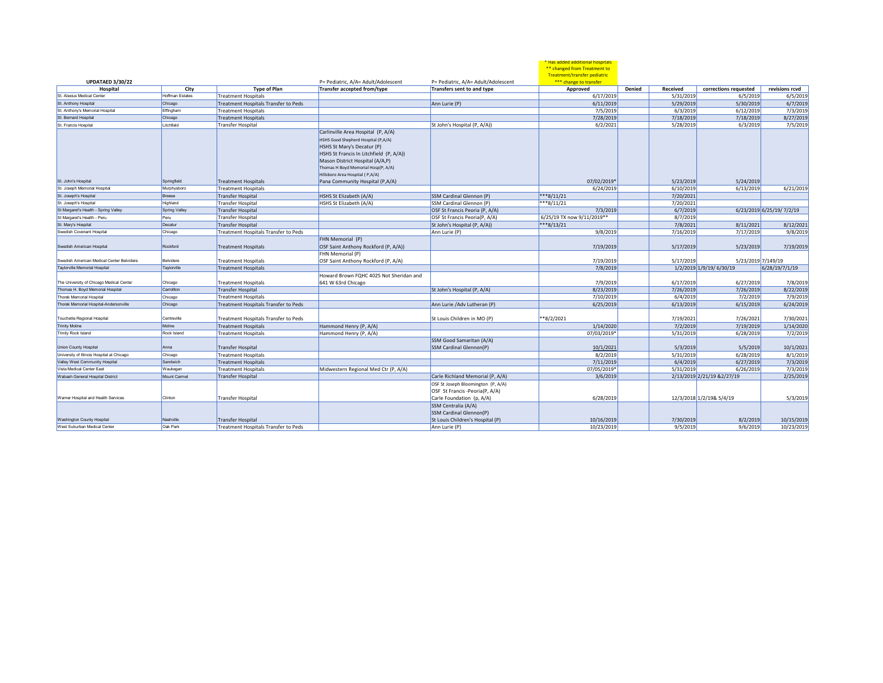| UPDATAED 3/30/22 | | | P= Pediatric, A/A= Adult/Adolescent | P= Pediatric, A/A= Adult/Adolescent | * Has added additional hospitals ** changed from Treatment to Treatment/transfer pediatric *** change to transfer | | | | |
|---|---|---|---|---|---|---|---|---|---|
| Hospital | City | Type of Plan | Transfer accepted from/type | Transfers sent to and type | Approved | Denied | Received | corrections requested | revisions rcvd |
| St. Alexius Medical Center | Hoffman Estates | Treatment Hospitals | | | 6/17/2019 | | 5/31/2019 | 6/5/2019 | 6/5/2019 |
| St. Anthony Hospital | Chicago | Treatment Hospitals Transfer to Peds | | Ann Lurie (P) | 6/11/2019 | | 5/29/2019 | 5/30/2019 | 6/7/2019 |
| St. Anthony's Memorial Hospital | Effingham | Treatment Hospitals | | | 7/5/2019 | | 6/3/2019 | 6/12/2019 | 7/3/2019 |
| St. Bernard Hospital | Chicago | Treatment Hospitals | | | 7/28/2019 | | 7/18/2019 | 7/18/2019 | 8/27/2019 |
| St. Francis Hospital | Litchfield | Transfer Hospital | | St John's Hospital (P, A/A)) | 6/2/2021 | | 5/28/2019 | 6/3/2019 | 7/5/2019 |
| St. John's Hospital | Springfield | Treatment Hospitals | Carlinville Area Hospital (P, A/A) HSHS Good Shepherd Hospital (P,A/A) HSHS St Mary's Decatur (P) HSHS St Francis In Litchfield (P, A/A)) Mason District Hospital (A/A,P) Thomas H Boyd Memorial Hosp(P, A/A) Hillsboro Area Hospital ( P,A/A) Pana Community Hospital (P,A/A) | | 07/02/2019* | | 5/23/2019 | 5/24/2019 | |
| St. Joseph Memorial Hospital | Murphysboro | Treatment Hospitals | | | 6/24/2019 | | 6/10/2019 | 6/13/2019 | 6/21/2019 |
| St. Joseph's Hospital | Breese | Transfer Hospital | HSHS St Elizabeth (A/A) | SSM Cardinal Glennon (P) | ***8/11/21 | | 7/20/2021 | | |
| St. Joseph's Hospital | Highland | Transfer Hospital | HSHS St Elizabeth (A/A) | SSM Cardinal Glennon (P) | ***8/11/21 | | 7/20/2021 | | |
| St Margaret's Health - Spring Valley | Spring Valley | Transfer Hospital | | OSF St Francis Peoria (P, A/A) | 7/3/2019 | | 6/7/2019 | 6/23/2019 | 6/25/19/ 7/2/19 |
| St Margaret's Health - Peru | Peru | Transfer Hospital | | OSF St Francis Peoria(P, A/A) | 6/25/19 TX now 9/11/2019** | | 8/7/2019 | | |
| St. Mary's Hospital | Decatur | Transfer Hospital | | St John's Hospital (P, A/A)) | ***8/13/21 | | 7/8/2021 | 8/11/2021 | 8/12/2021 |
| Swedish Covenant Hospital | Chicago | Treatment Hospitals Transfer to Peds | | Ann Lurie (P) | 9/8/2019 | | 7/16/2019 | 7/17/2019 | 9/8/2019 |
| Swedish American Hospital | Rockford | Treatment Hospitals | FHN Memorial (P) OSF Saint Anthony Rockford (P, A/A)) | | 7/19/2019 | | 5/17/2019 | 5/23/2019 | 7/19/2019 |
| Swedish American Medical Center Belvidere | Belvidere | Treatment Hospitals | FHN Memorial (P) OSF Saint Anthony Rockford (P, A/A) | | 7/19/2019 | | 5/17/2019 | 5/23/2019 | 7/149/19 |
| Taylorville Memorial Hospital | Taylorville | Treatment Hospitals | | | 7/8/2019 | | 1/2/2019 | 1/9/19/ 6/30/19 | 6/28/19/7/1/19 |
| The University of Chicago Medical Center | Chicago | Treatment Hospitals | Howard Brown FQHC 4025 Not Sheridan and 641 W 63rd Chicago | | 7/9/2019 | | 6/17/2019 | 6/27/2019 | 7/8/2019 |
| Thomas H. Boyd Memorial Hospital | Carrolton | Transfer Hospital | | St John's Hospital (P, A/A) | 8/23/2019 | | 7/26/2019 | 7/26/2019 | 8/22/2019 |
| Thorek Memorial Hospital | Chicago | Treatment Hospitals | | | 7/10/2019 | | 6/4/2019 | 7/2/2019 | 7/9/2019 |
| Thorek Memorial Hospital-Andersonville | Chicago | Treatment Hospitals Transfer to Peds | | Ann Lurie /Adv Lutheran (P) | 6/25/2019 | | 6/13/2019 | 6/15/2019 | 6/24/2019 |
| Touchette Regional Hospital | Centreville | Treatment Hospitals Transfer to Peds | | St Louis Children in MO (P) | **8/2/2021 | | 7/19/2021 | 7/26/2021 | 7/30/2021 |
| Trinity Moline | Moline | Treatment Hospitals | Hammond Henry (P, A/A) | | 1/14/2020 | | 7/2/2019 | 7/19/2019 | 1/14/2020 |
| Trinity Rock Island | Rock Island | Treatment Hospitals | Hammond Henry (P, A/A) | | 07/03/2019* | | 5/31/2019 | 6/28/2019 | 7/2/2019 |
| Union County Hospital | Anna | Transfer Hospital | | SSM Good Samaritan (A/A) SSM Cardinal Glennon(P) | 10/1/2021 | | 5/3/2019 | 5/5/2019 | 10/1/2021 |
| University of Illinois Hospital at Chicago | Chicago | Treatment Hospitals | | | 8/2/2019 | | 5/31/2019 | 6/28/2019 | 8/1/2019 |
| Valley West Community Hospital | Sandwich | Treatment Hospitals | | | 7/11/2019 | | 6/4/2019 | 6/27/2019 | 7/3/2019 |
| Vista Medical Center East | Waukegan | Treatment Hospitals | Midwestern Regional Med Ctr (P, A/A) | | 07/05/2019* | | 5/31/2019 | 6/26/2019 | 7/3/2019 |
| Wabash General Hospital District | Mount Carmel | Transfer Hospital | | Carle Richland Memorial (P, A/A) | 3/6/2019 | | 2/13/2019 | 2/21/19 &2/27/19 | 2/25/2019 |
| Warner Hospital and Health Services | Clinton | Transfer Hospital | | OSF St Joseph Bloomington (P, A/A) OSF St Francis -Peoria(P, A/A) Carle Foundation (p, A/A) | 6/28/2019 | | 12/3/2018 | 1/2/19& 5/4/19 | 5/3/2019 |
| Washington County Hospital | Nashville | Transfer Hospital | | SSM Centralia (A/A) SSM Cardinal Glennon(P) St Louis Children's Hospital (P) | 10/16/2019 | | 7/30/2019 | 8/2/2019 | 10/15/2019 |
| West Suburban Medical Center | Oak Park | Treatment Hospitals Transfer to Peds | | Ann Lurie (P) | 10/23/2019 | | 9/5/2019 | 9/6/2019 | 10/23/2019 |